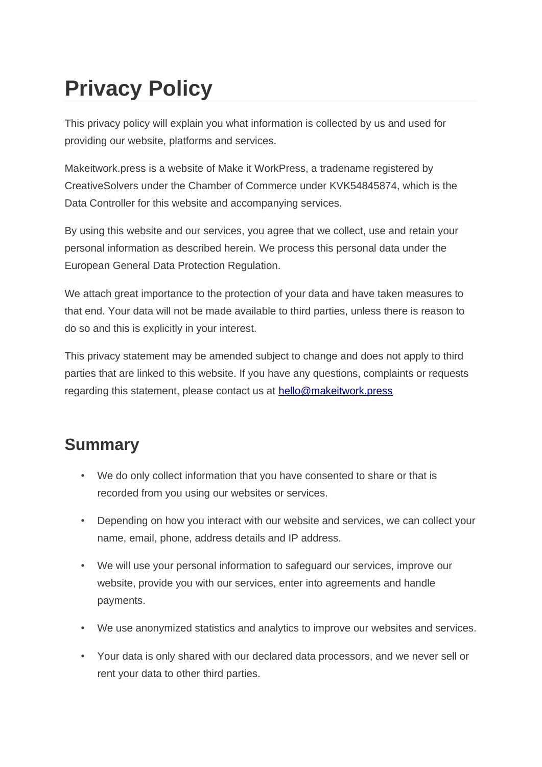# Privacy Policy

This privacy policy will explain you what information is collected by us and used for providing our website, platforms and services.

Makeitwork.press is a website of Make it WorkPress, a tradename registered by CreativeSolvers under the Chamber of Commerce under KVK54845874, which is the Data Controller for this website and accompanying services.

By using this website and our services, you agree that we collect, use and retain your personal information as described herein. We process this personal data under the European General Data Protection Regulation.

We attach great importance to the protection of your data and have taken measures to that end. Your data will not be made available to third parties, unless there is reason to do so and this is explicitly in your interest.

This privacy statement may be amended subject to change and does not apply to third parties that are linked to this website. If you have any questions, complaints or requests regarding this statement, please contact us at [hello@makeitwork.press](mailto:hello@makeitwork.press)

## Summary

- We do only collect information that you have consented to share or that is recorded from you using our websites or services.
- Depending on how you interact with our website and services, we can collect your name, email, phone, address details and IP address.
- We will use your personal information to safeguard our services, improve our website, provide you with our services, enter into agreements and handle payments.
- We use anonymized statistics and analytics to improve our websites and services.
- Your data is only shared with our declared data processors, and we never sell or rent your data to other third parties.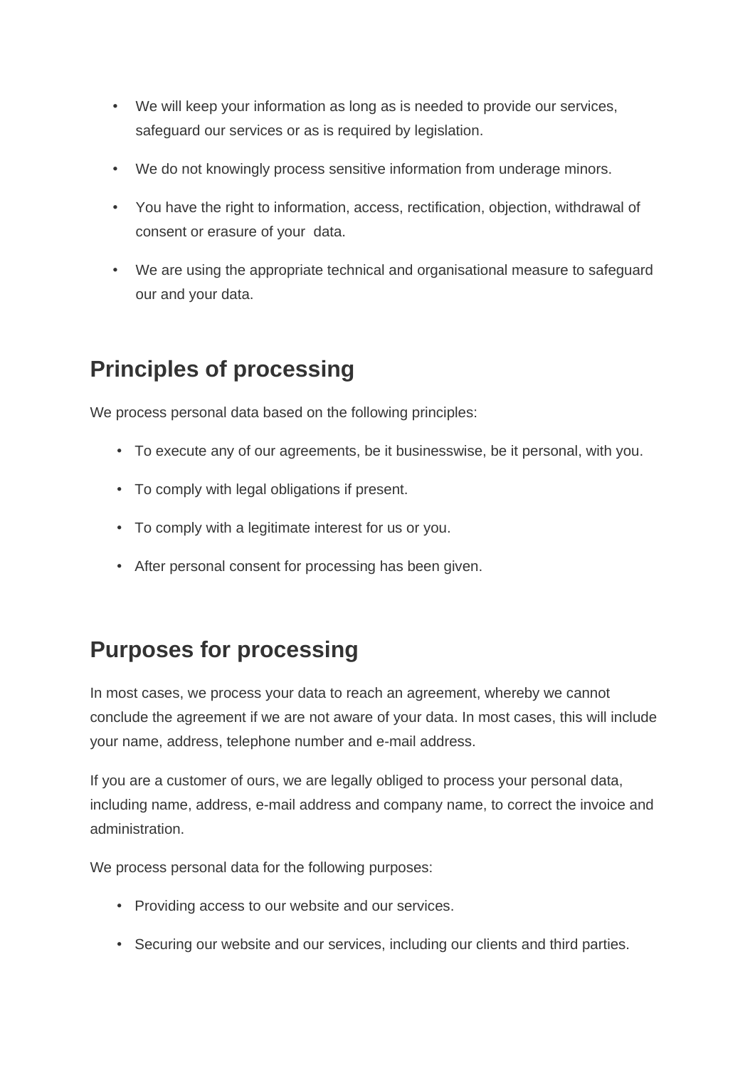- We will keep your information as long as is needed to provide our services, safeguard our services or as is required by legislation.
- We do not knowingly process sensitive information from underage minors.
- You have the right to information, access, rectification, objection, withdrawal of consent or erasure of your  data.
- We are using the appropriate technical and organisational measure to safeguard our and your data.

## Principles of processing

We process personal data based on the following principles:

- To execute any of our agreements, be it businesswise, be it personal, with you.
- To comply with legal obligations if present.
- To comply with a legitimate interest for us or you.
- After personal consent for processing has been given.

## Purposes for processing

In most cases, we process your data to reach an agreement, whereby we cannot conclude the agreement if we are not aware of your data. In most cases, this will include your name, address, telephone number and e-mail address.

If you are a customer of ours, we are legally obliged to process your personal data, including name, address, e-mail address and company name, to correct the invoice and administration.

We process personal data for the following purposes:

- Providing access to our website and our services.
- Securing our website and our services, including our clients and third parties.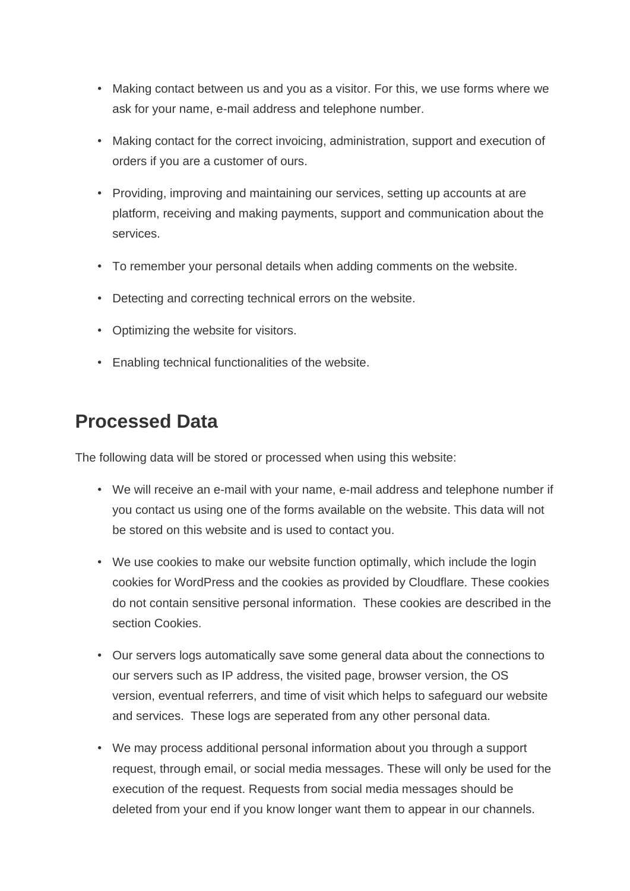- Making contact between us and you as a visitor. For this, we use forms where we ask for your name, e-mail address and telephone number.
- Making contact for the correct invoicing, administration, support and execution of orders if you are a customer of ours.
- Providing, improving and maintaining our services, setting up accounts at are platform, receiving and making payments, support and communication about the services.
- To remember your personal details when adding comments on the website.
- Detecting and correcting technical errors on the website.
- Optimizing the website for visitors.
- Enabling technical functionalities of the website.

## Processed Data

The following data will be stored or processed when using this website:

- We will receive an e-mail with your name, e-mail address and telephone number if you contact us using one of the forms available on the website. This data will not be stored on this website and is used to contact you.
- We use cookies to make our website function optimally, which include the login cookies for WordPress and the cookies as provided by Cloudflare. These cookies do not contain sensitive personal information.  These cookies are described in the section Cookies.
- Our servers logs automatically save some general data about the connections to our servers such as IP address, the visited page, browser version, the OS version, eventual referrers, and time of visit which helps to safeguard our website and services.  These logs are seperated from any other personal data.
- We may process additional personal information about you through a support request, through email, or social media messages. These will only be used for the execution of the request. Requests from social media messages should be deleted from your end if you know longer want them to appear in our channels.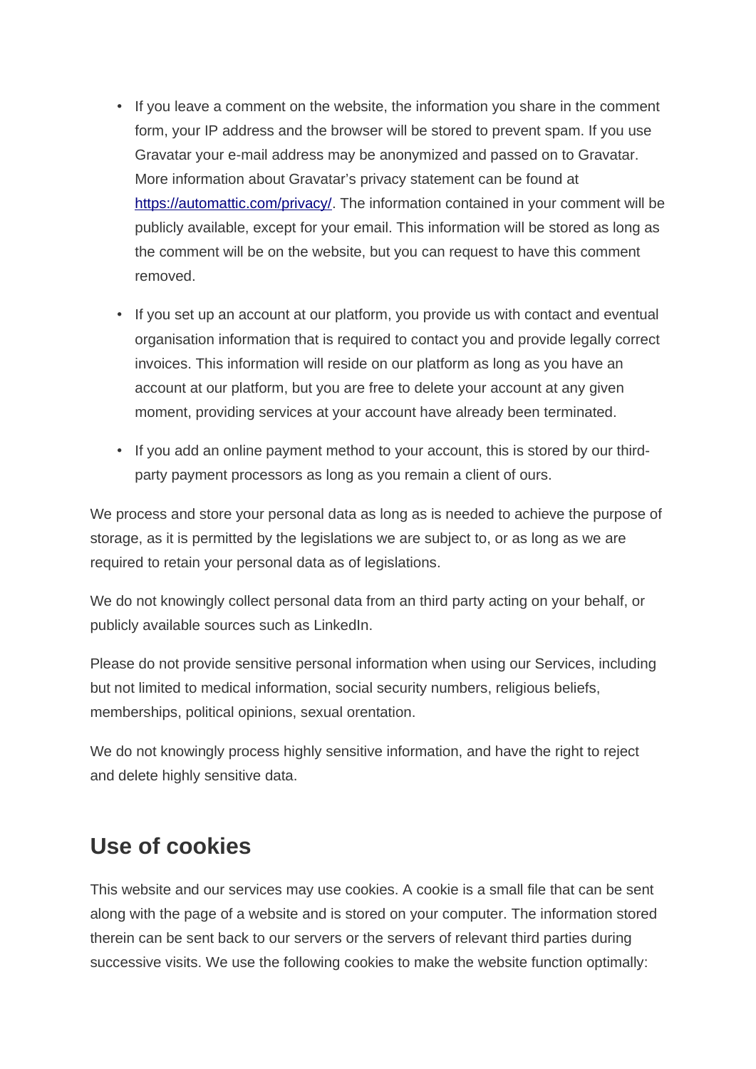- If you leave a comment on the website, the information you share in the comment form, your IP address and the browser will be stored to prevent spam. If you use Gravatar your e-mail address may be anonymized and passed on to Gravatar. More information about Gravatar's privacy statement can be found at [https://automattic.com/privacy/](https://automattic.com/privacy/). The information contained in your comment will be publicly available, except for your email. This information will be stored as long as the comment will be on the website, but you can request to have this comment removed.
- If you set up an account at our platform, you provide us with contact and eventual organisation information that is required to contact you and provide legally correct invoices. This information will reside on our platform as long as you have an account at our platform, but you are free to delete your account at any given moment, providing services at your account have already been terminated.
- If you add an online payment method to your account, this is stored by our third-party payment processors as long as you remain a client of ours.

We process and store your personal data as long as is needed to achieve the purpose of storage, as it is permitted by the legislations we are subject to, or as long as we are required to retain your personal data as of legislations.

We do not knowingly collect personal data from an third party acting on your behalf, or publicly available sources such as LinkedIn.

Please do not provide sensitive personal information when using our Services, including but not limited to medical information, social security numbers, religious beliefs, memberships, political opinions, sexual orentation.

We do not knowingly process highly sensitive information, and have the right to reject and delete highly sensitive data.

## Use of cookies

This website and our services may use cookies. A cookie is a small file that can be sent along with the page of a website and is stored on your computer. The information stored therein can be sent back to our servers or the servers of relevant third parties during successive visits. We use the following cookies to make the website function optimally: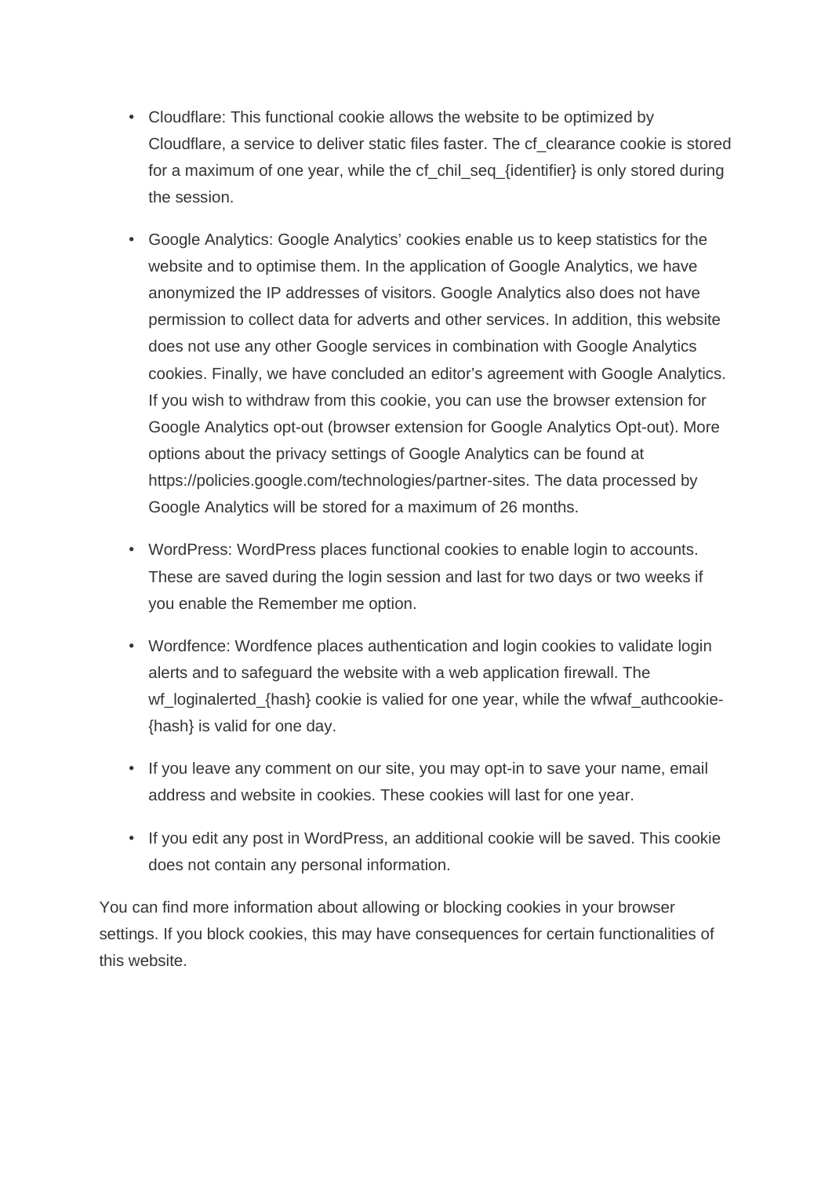- Cloudflare: This functional cookie allows the website to be optimized by Cloudflare, a service to deliver static files faster. The cf_clearance cookie is stored for a maximum of one year, while the cf_chil_seq_{identifier} is only stored during the session.
- Google Analytics: Google Analytics' cookies enable us to keep statistics for the website and to optimise them. In the application of Google Analytics, we have anonymized the IP addresses of visitors. Google Analytics also does not have permission to collect data for adverts and other services. In addition, this website does not use any other Google services in combination with Google Analytics cookies. Finally, we have concluded an editor's agreement with Google Analytics. If you wish to withdraw from this cookie, you can use the browser extension for Google Analytics opt-out (browser extension for Google Analytics Opt-out). More options about the privacy settings of Google Analytics can be found at https://policies.google.com/technologies/partner-sites. The data processed by Google Analytics will be stored for a maximum of 26 months.
- WordPress: WordPress places functional cookies to enable login to accounts. These are saved during the login session and last for two days or two weeks if you enable the Remember me option.
- Wordfence: Wordfence places authentication and login cookies to validate login alerts and to safeguard the website with a web application firewall. The wf_loginalerted_{hash} cookie is valied for one year, while the wfwaf_authcookie-{hash} is valid for one day.
- If you leave any comment on our site, you may opt-in to save your name, email address and website in cookies. These cookies will last for one year.
- If you edit any post in WordPress, an additional cookie will be saved. This cookie does not contain any personal information.

You can find more information about allowing or blocking cookies in your browser settings. If you block cookies, this may have consequences for certain functionalities of this website.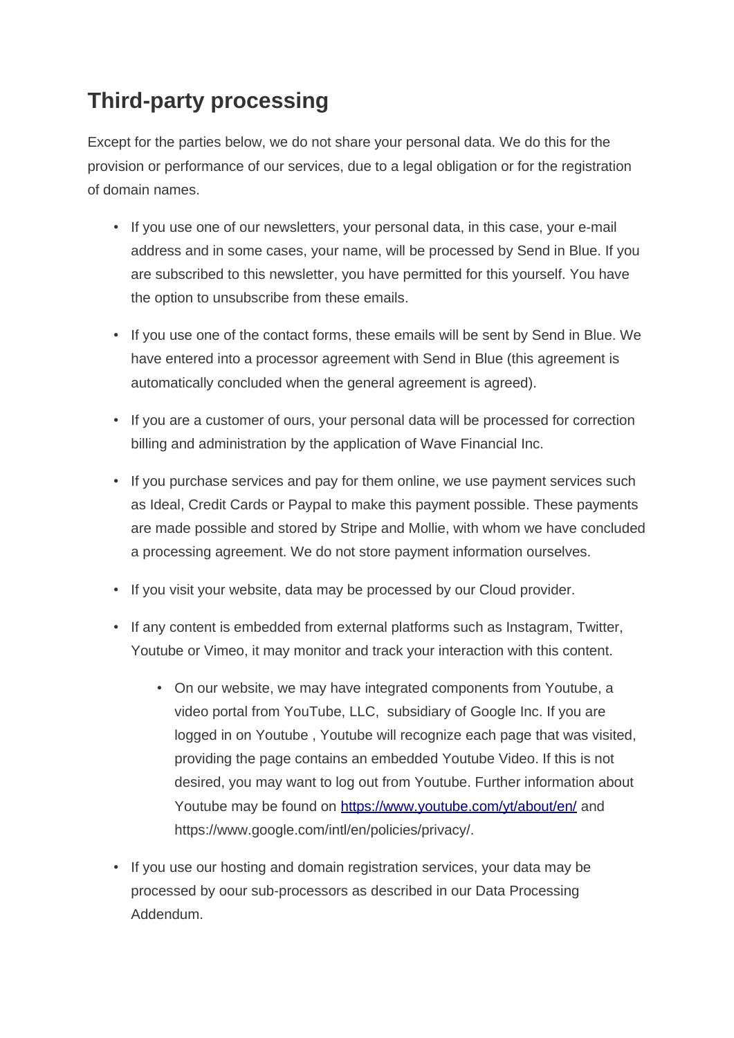## Third-party processing

Except for the parties below, we do not share your personal data. We do this for the provision or performance of our services, due to a legal obligation or for the registration of domain names.

- If you use one of our newsletters, your personal data, in this case, your e-mail address and in some cases, your name, will be processed by Send in Blue. If you are subscribed to this newsletter, you have permitted for this yourself. You have the option to unsubscribe from these emails.
- If you use one of the contact forms, these emails will be sent by Send in Blue. We have entered into a processor agreement with Send in Blue (this agreement is automatically concluded when the general agreement is agreed).
- If you are a customer of ours, your personal data will be processed for correction billing and administration by the application of Wave Financial Inc.
- If you purchase services and pay for them online, we use payment services such as Ideal, Credit Cards or Paypal to make this payment possible. These payments are made possible and stored by Stripe and Mollie, with whom we have concluded a processing agreement. We do not store payment information ourselves.
- If you visit your website, data may be processed by our Cloud provider.
- If any content is embedded from external platforms such as Instagram, Twitter, Youtube or Vimeo, it may monitor and track your interaction with this content.
  - On our website, we may have integrated components from Youtube, a video portal from YouTube, LLC,  subsidiary of Google Inc. If you are logged in on Youtube , Youtube will recognize each page that was visited, providing the page contains an embedded Youtube Video. If this is not desired, you may want to log out from Youtube. Further information about Youtube may be found on [https://www.youtube.com/yt/about/en/](https://www.youtube.com/yt/about/en/) and https://www.google.com/intl/en/policies/privacy/.
- If you use our hosting and domain registration services, your data may be processed by oour sub-processors as described in our Data Processing Addendum.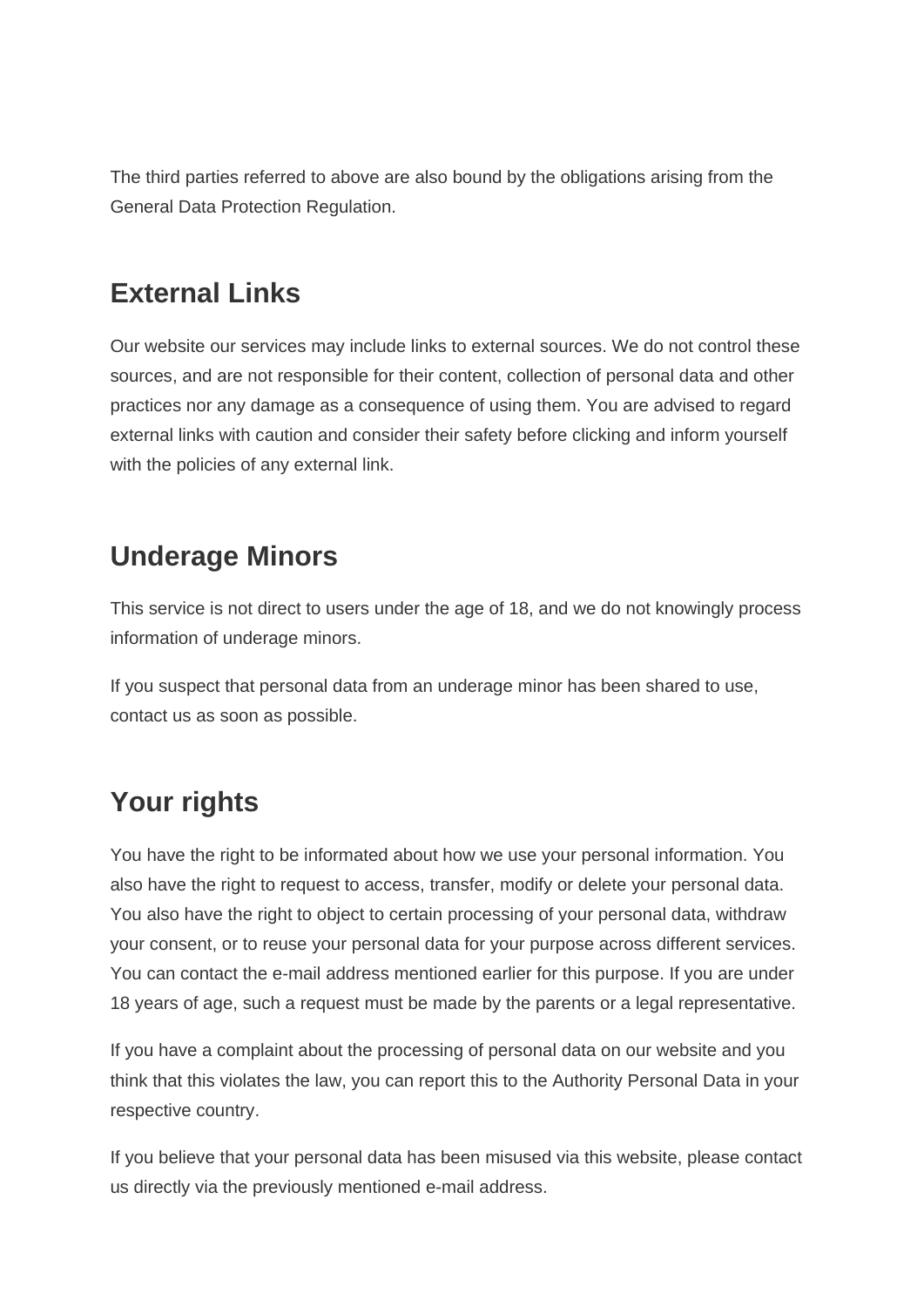The third parties referred to above are also bound by the obligations arising from the General Data Protection Regulation.

## External Links

Our website our services may include links to external sources. We do not control these sources, and are not responsible for their content, collection of personal data and other practices nor any damage as a consequence of using them. You are advised to regard external links with caution and consider their safety before clicking and inform yourself with the policies of any external link.

## Underage Minors

This service is not direct to users under the age of 18, and we do not knowingly process information of underage minors.

If you suspect that personal data from an underage minor has been shared to use, contact us as soon as possible.

## Your rights

You have the right to be informated about how we use your personal information. You also have the right to request to access, transfer, modify or delete your personal data. You also have the right to object to certain processing of your personal data, withdraw your consent, or to reuse your personal data for your purpose across different services. You can contact the e-mail address mentioned earlier for this purpose. If you are under 18 years of age, such a request must be made by the parents or a legal representative.

If you have a complaint about the processing of personal data on our website and you think that this violates the law, you can report this to the Authority Personal Data in your respective country.

If you believe that your personal data has been misused via this website, please contact us directly via the previously mentioned e-mail address.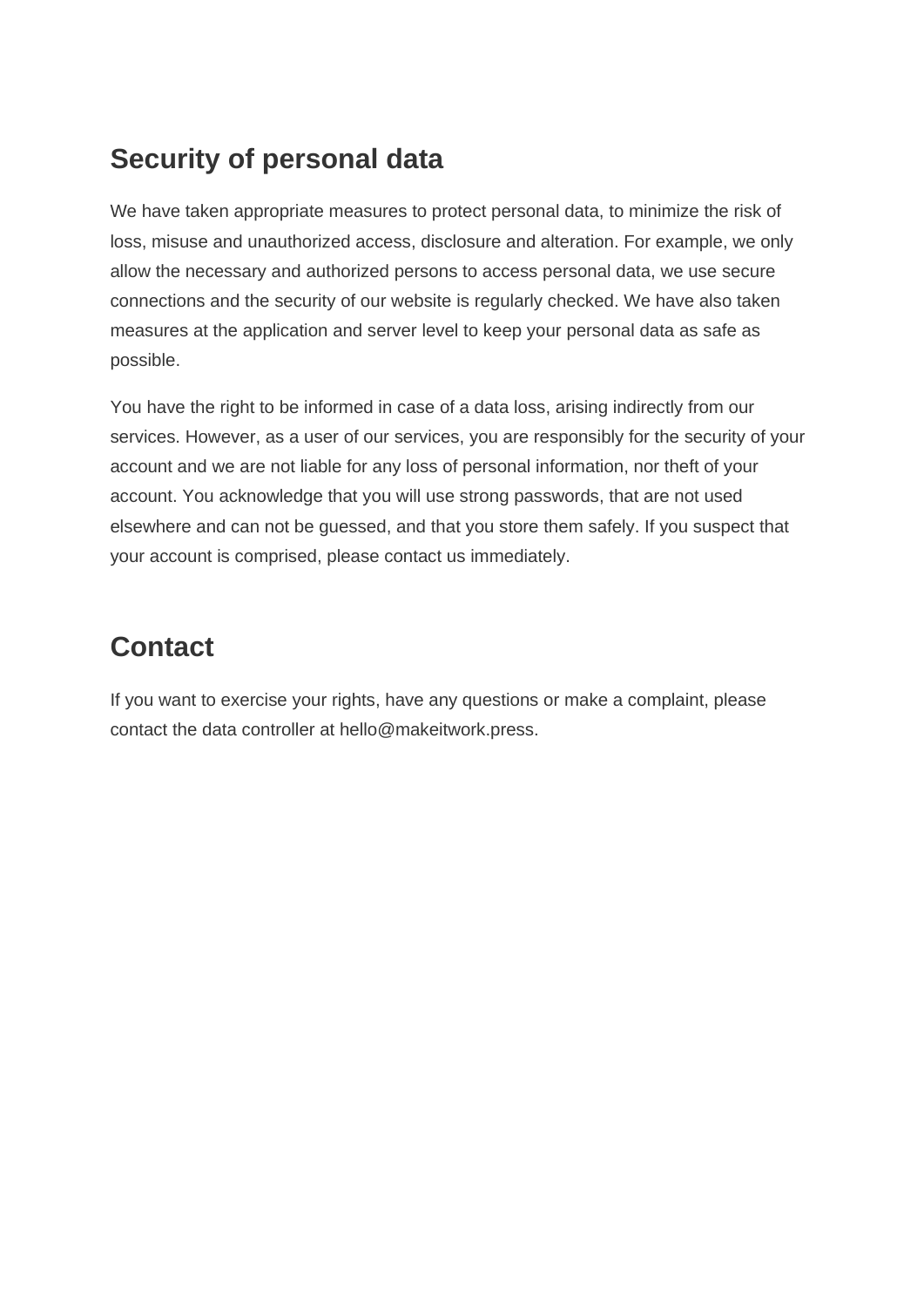## Security of personal data

We have taken appropriate measures to protect personal data, to minimize the risk of loss, misuse and unauthorized access, disclosure and alteration. For example, we only allow the necessary and authorized persons to access personal data, we use secure connections and the security of our website is regularly checked. We have also taken measures at the application and server level to keep your personal data as safe as possible.

You have the right to be informed in case of a data loss, arising indirectly from our services. However, as a user of our services, you are responsibly for the security of your account and we are not liable for any loss of personal information, nor theft of your account. You acknowledge that you will use strong passwords, that are not used elsewhere and can not be guessed, and that you store them safely. If you suspect that your account is comprised, please contact us immediately.

## Contact

If you want to exercise your rights, have any questions or make a complaint, please contact the data controller at hello@makeitwork.press.